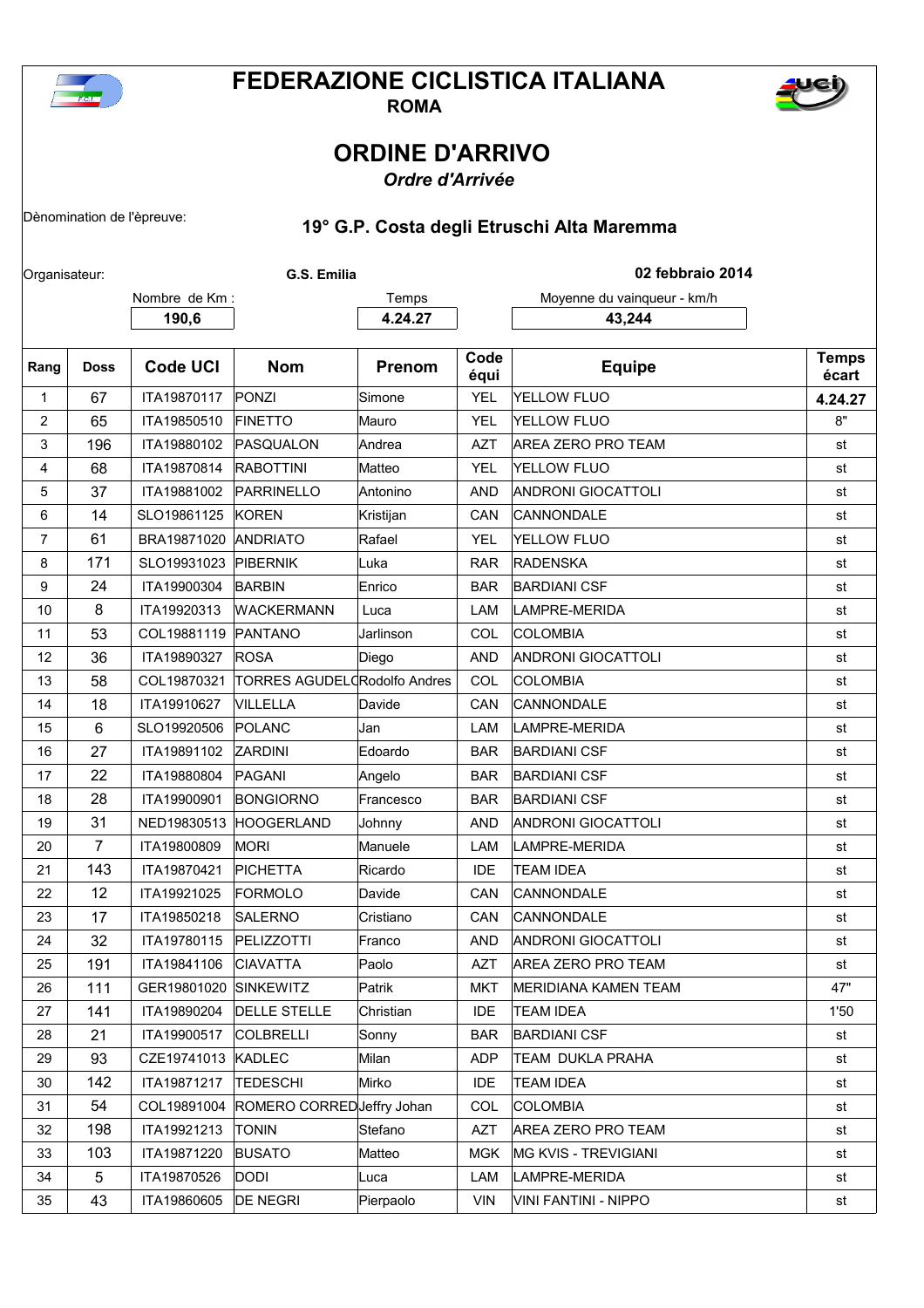# FEDERAZIONE CICLISTICA ITALIANA

**ROMA**

## ORDINE D'ARRIVO

*Ordre d'Arrivée*

Dènomination de l'èpreuve: **19° G.P. Costa degli Etruschi Alta Maremma**

Organisateur: **G.S. Emilia** **02 febbraio 2014**

| Nombre de Km : | Temps | Moyenne du vainqueur - km/h |
|---|---|---|
| **190,6** | **4.24.27** | **43,244** |

| Rang | Doss | Code UCI | Nom | Prenom | Code équi | Equipe | Temps écart |
|---|---|---|---|---|---|---|---|
| 1 | 67 | ITA19870117 | PONZI | Simone | YEL | YELLOW FLUO | **4.24.27** |
| 2 | 65 | ITA19850510 | FINETTO | Mauro | YEL | YELLOW FLUO | 8" |
| 3 | 196 | ITA19880102 | PASQUALON | Andrea | AZT | AREA ZERO PRO TEAM | st |
| 4 | 68 | ITA19870814 | RABOTTINI | Matteo | YEL | YELLOW FLUO | st |
| 5 | 37 | ITA19881002 | PARRINELLO | Antonino | AND | ANDRONI GIOCATTOLI | st |
| 6 | 14 | SLO19861125 | KOREN | Kristijan | CAN | CANNONDALE | st |
| 7 | 61 | BRA19871020 | ANDRIATO | Rafael | YEL | YELLOW FLUO | st |
| 8 | 171 | SLO19931023 | PIBERNIK | Luka | RAR | RADENSKA | st |
| 9 | 24 | ITA19900304 | BARBIN | Enrico | BAR | BARDIANI CSF | st |
| 10 | 8 | ITA19920313 | WACKERMANN | Luca | LAM | LAMPRE-MERIDA | st |
| 11 | 53 | COL19881119 | PANTANO | Jarlinson | COL | COLOMBIA | st |
| 12 | 36 | ITA19890327 | ROSA | Diego | AND | ANDRONI GIOCATTOLI | st |
| 13 | 58 | COL19870321 | TORRES AGUDELO | Rodolfo Andres | COL | COLOMBIA | st |
| 14 | 18 | ITA19910627 | VILLELLA | Davide | CAN | CANNONDALE | st |
| 15 | 6 | SLO19920506 | POLANC | Jan | LAM | LAMPRE-MERIDA | st |
| 16 | 27 | ITA19891102 | ZARDINI | Edoardo | BAR | BARDIANI CSF | st |
| 17 | 22 | ITA19880804 | PAGANI | Angelo | BAR | BARDIANI CSF | st |
| 18 | 28 | ITA19900901 | BONGIORNO | Francesco | BAR | BARDIANI CSF | st |
| 19 | 31 | NED19830513 | HOOGERLAND | Johnny | AND | ANDRONI GIOCATTOLI | st |
| 20 | 7 | ITA19800809 | MORI | Manuele | LAM | LAMPRE-MERIDA | st |
| 21 | 143 | ITA19870421 | PICHETTA | Ricardo | IDE | TEAM IDEA | st |
| 22 | 12 | ITA19921025 | FORMOLO | Davide | CAN | CANNONDALE | st |
| 23 | 17 | ITA19850218 | SALERNO | Cristiano | CAN | CANNONDALE | st |
| 24 | 32 | ITA19780115 | PELIZZOTTI | Franco | AND | ANDRONI GIOCATTOLI | st |
| 25 | 191 | ITA19841106 | CIAVATTA | Paolo | AZT | AREA ZERO PRO TEAM | st |
| 26 | 111 | GER19801020 | SINKEWITZ | Patrik | MKT | MERIDIANA KAMEN TEAM | 47" |
| 27 | 141 | ITA19890204 | DELLE STELLE | Christian | IDE | TEAM IDEA | 1'50 |
| 28 | 21 | ITA19900517 | COLBRELLI | Sonny | BAR | BARDIANI CSF | st |
| 29 | 93 | CZE19741013 | KADLEC | Milan | ADP | TEAM DUKLA PRAHA | st |
| 30 | 142 | ITA19871217 | TEDESCHI | Mirko | IDE | TEAM IDEA | st |
| 31 | 54 | COL19891004 | ROMERO CORRED | Jeffry Johan | COL | COLOMBIA | st |
| 32 | 198 | ITA19921213 | TONIN | Stefano | AZT | AREA ZERO PRO TEAM | st |
| 33 | 103 | ITA19871220 | BUSATO | Matteo | MGK | MG KVIS - TREVIGIANI | st |
| 34 | 5 | ITA19870526 | DODI | Luca | LAM | LAMPRE-MERIDA | st |
| 35 | 43 | ITA19860605 | DE NEGRI | Pierpaolo | VIN | VINI FANTINI - NIPPO | st |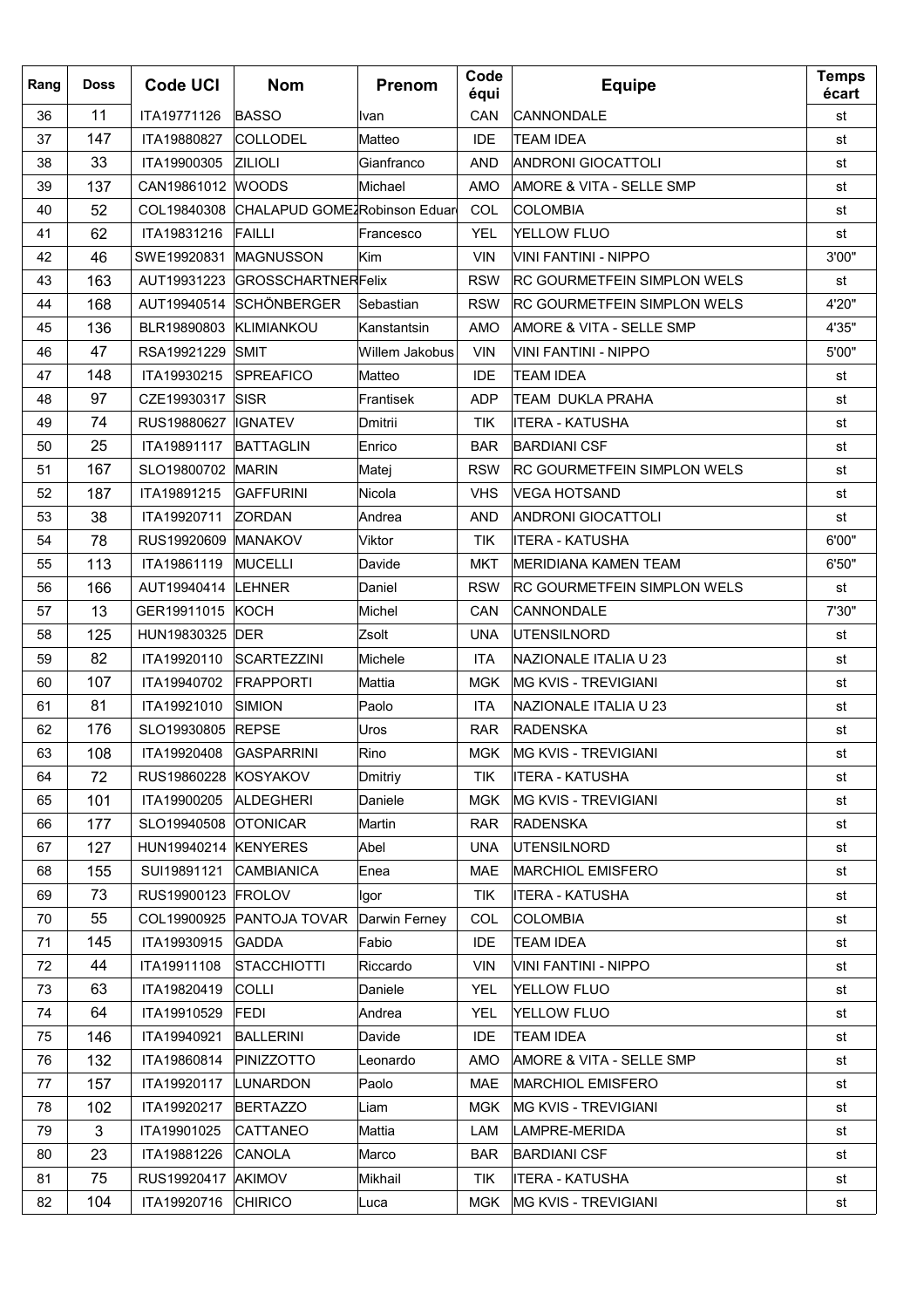| Rang | Doss | Code UCI | Nom | Prenom | Code équi | Equipe | Temps écart |
|---|---|---|---|---|---|---|---|
| 36 | 11 | ITA19771126 | BASSO | Ivan | CAN | CANNONDALE | st |
| 37 | 147 | ITA19880827 | COLLODEL | Matteo | IDE | TEAM IDEA | st |
| 38 | 33 | ITA19900305 | ZILIOLI | Gianfranco | AND | ANDRONI GIOCATTOLI | st |
| 39 | 137 | CAN19861012 | WOODS | Michael | AMO | AMORE & VITA - SELLE SMP | st |
| 40 | 52 | COL19840308 | CHALAPUD GOMEZ | Robinson Eduar | COL | COLOMBIA | st |
| 41 | 62 | ITA19831216 | FAILLI | Francesco | YEL | YELLOW FLUO | st |
| 42 | 46 | SWE19920831 | MAGNUSSON | Kim | VIN | VINI FANTINI - NIPPO | 3'00" |
| 43 | 163 | AUT19931223 | GROSSCHARTNER | Felix | RSW | RC GOURMETFEIN SIMPLON WELS | st |
| 44 | 168 | AUT19940514 | SCHÖNBERGER | Sebastian | RSW | RC GOURMETFEIN SIMPLON WELS | 4'20" |
| 45 | 136 | BLR19890803 | KLIMIANKOU | Kanstantsin | AMO | AMORE & VITA - SELLE SMP | 4'35" |
| 46 | 47 | RSA19921229 | SMIT | Willem Jakobus | VIN | VINI FANTINI - NIPPO | 5'00" |
| 47 | 148 | ITA19930215 | SPREAFICO | Matteo | IDE | TEAM IDEA | st |
| 48 | 97 | CZE19930317 | SISR | Frantisek | ADP | TEAM DUKLA PRAHA | st |
| 49 | 74 | RUS19880627 | IGNATEV | Dmitrii | TIK | ITERA - KATUSHA | st |
| 50 | 25 | ITA19891117 | BATTAGLIN | Enrico | BAR | BARDIANI CSF | st |
| 51 | 167 | SLO19800702 | MARIN | Matej | RSW | RC GOURMETFEIN SIMPLON WELS | st |
| 52 | 187 | ITA19891215 | GAFFURINI | Nicola | VHS | VEGA HOTSAND | st |
| 53 | 38 | ITA19920711 | ZORDAN | Andrea | AND | ANDRONI GIOCATTOLI | st |
| 54 | 78 | RUS19920609 | MANAKOV | Viktor | TIK | ITERA - KATUSHA | 6'00" |
| 55 | 113 | ITA19861119 | MUCELLI | Davide | MKT | MERIDIANA KAMEN TEAM | 6'50" |
| 56 | 166 | AUT19940414 | LEHNER | Daniel | RSW | RC GOURMETFEIN SIMPLON WELS | st |
| 57 | 13 | GER19911015 | KOCH | Michel | CAN | CANNONDALE | 7'30" |
| 58 | 125 | HUN19830325 | DER | Zsolt | UNA | UTENSILNORD | st |
| 59 | 82 | ITA19920110 | SCARTEZZINI | Michele | ITA | NAZIONALE ITALIA U 23 | st |
| 60 | 107 | ITA19940702 | FRAPPORTI | Mattia | MGK | MG KVIS - TREVIGIANI | st |
| 61 | 81 | ITA19921010 | SIMION | Paolo | ITA | NAZIONALE ITALIA U 23 | st |
| 62 | 176 | SLO19930805 | REPSE | Uros | RAR | RADENSKA | st |
| 63 | 108 | ITA19920408 | GASPARRINI | Rino | MGK | MG KVIS - TREVIGIANI | st |
| 64 | 72 | RUS19860228 | KOSYAKOV | Dmitriy | TIK | ITERA - KATUSHA | st |
| 65 | 101 | ITA19900205 | ALDEGHERI | Daniele | MGK | MG KVIS - TREVIGIANI | st |
| 66 | 177 | SLO19940508 | OTONICAR | Martin | RAR | RADENSKA | st |
| 67 | 127 | HUN19940214 | KENYERES | Abel | UNA | UTENSILNORD | st |
| 68 | 155 | SUI19891121 | CAMBIANICA | Enea | MAE | MARCHIOL EMISFERO | st |
| 69 | 73 | RUS19900123 | FROLOV | Igor | TIK | ITERA - KATUSHA | st |
| 70 | 55 | COL19900925 | PANTOJA TOVAR | Darwin Ferney | COL | COLOMBIA | st |
| 71 | 145 | ITA19930915 | GADDA | Fabio | IDE | TEAM IDEA | st |
| 72 | 44 | ITA19911108 | STACCHIOTTI | Riccardo | VIN | VINI FANTINI - NIPPO | st |
| 73 | 63 | ITA19820419 | COLLI | Daniele | YEL | YELLOW FLUO | st |
| 74 | 64 | ITA19910529 | FEDI | Andrea | YEL | YELLOW FLUO | st |
| 75 | 146 | ITA19940921 | BALLERINI | Davide | IDE | TEAM IDEA | st |
| 76 | 132 | ITA19860814 | PINIZZOTTO | Leonardo | AMO | AMORE & VITA - SELLE SMP | st |
| 77 | 157 | ITA19920117 | LUNARDON | Paolo | MAE | MARCHIOL EMISFERO | st |
| 78 | 102 | ITA19920217 | BERTAZZO | Liam | MGK | MG KVIS - TREVIGIANI | st |
| 79 | 3 | ITA19901025 | CATTANEO | Mattia | LAM | LAMPRE-MERIDA | st |
| 80 | 23 | ITA19881226 | CANOLA | Marco | BAR | BARDIANI CSF | st |
| 81 | 75 | RUS19920417 | AKIMOV | Mikhail | TIK | ITERA - KATUSHA | st |
| 82 | 104 | ITA19920716 | CHIRICO | Luca | MGK | MG KVIS - TREVIGIANI | st |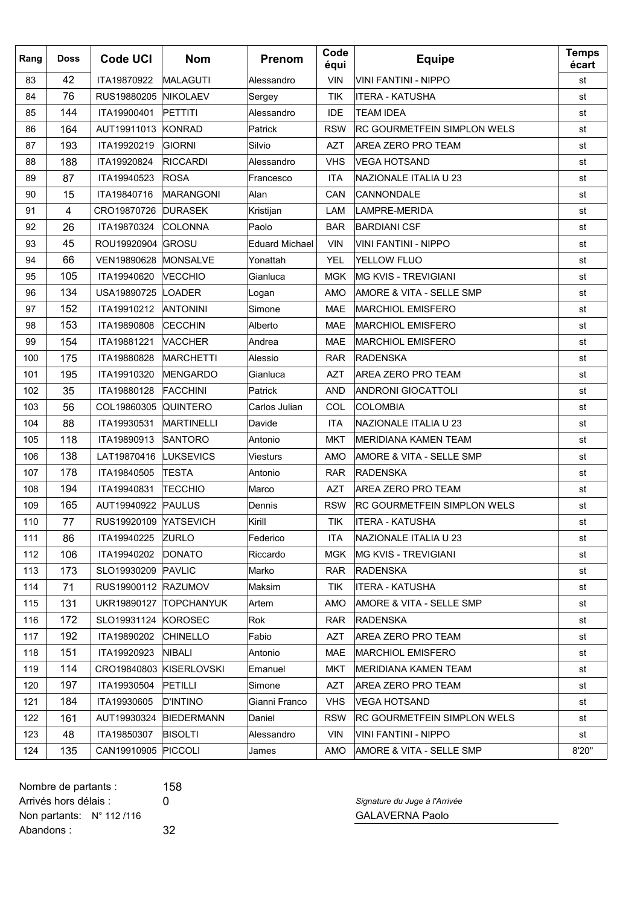| Rang | Doss | Code UCI | Nom | Prenom | Code équi | Equipe | Temps écart |
|---|---|---|---|---|---|---|---|
| 83 | 42 | ITA19870922 | MALAGUTI | Alessandro | VIN | VINI FANTINI - NIPPO | st |
| 84 | 76 | RUS19880205 | NIKOLAEV | Sergey | TIK | ITERA - KATUSHA | st |
| 85 | 144 | ITA19900401 | PETTITI | Alessandro | IDE | TEAM IDEA | st |
| 86 | 164 | AUT19911013 | KONRAD | Patrick | RSW | RC GOURMETFEIN SIMPLON WELS | st |
| 87 | 193 | ITA19920219 | GIORNI | Silvio | AZT | AREA ZERO PRO TEAM | st |
| 88 | 188 | ITA19920824 | RICCARDI | Alessandro | VHS | VEGA HOTSAND | st |
| 89 | 87 | ITA19940523 | ROSA | Francesco | ITA | NAZIONALE ITALIA U 23 | st |
| 90 | 15 | ITA19840716 | MARANGONI | Alan | CAN | CANNONDALE | st |
| 91 | 4 | CRO19870726 | DURASEK | Kristijan | LAM | LAMPRE-MERIDA | st |
| 92 | 26 | ITA19870324 | COLONNA | Paolo | BAR | BARDIANI CSF | st |
| 93 | 45 | ROU19920904 | GROSU | Eduard Michael | VIN | VINI FANTINI - NIPPO | st |
| 94 | 66 | VEN19890628 | MONSALVE | Yonattah | YEL | YELLOW FLUO | st |
| 95 | 105 | ITA19940620 | VECCHIO | Gianluca | MGK | MG KVIS - TREVIGIANI | st |
| 96 | 134 | USA19890725 | LOADER | Logan | AMO | AMORE & VITA - SELLE SMP | st |
| 97 | 152 | ITA19910212 | ANTONINI | Simone | MAE | MARCHIOL EMISFERO | st |
| 98 | 153 | ITA19890808 | CECCHIN | Alberto | MAE | MARCHIOL EMISFERO | st |
| 99 | 154 | ITA19881221 | VACCHER | Andrea | MAE | MARCHIOL EMISFERO | st |
| 100 | 175 | ITA19880828 | MARCHETTI | Alessio | RAR | RADENSKA | st |
| 101 | 195 | ITA19910320 | MENGARDO | Gianluca | AZT | AREA ZERO PRO TEAM | st |
| 102 | 35 | ITA19880128 | FACCHINI | Patrick | AND | ANDRONI GIOCATTOLI | st |
| 103 | 56 | COL19860305 | QUINTERO | Carlos Julian | COL | COLOMBIA | st |
| 104 | 88 | ITA19930531 | MARTINELLI | Davide | ITA | NAZIONALE ITALIA U 23 | st |
| 105 | 118 | ITA19890913 | SANTORO | Antonio | MKT | MERIDIANA KAMEN TEAM | st |
| 106 | 138 | LAT19870416 | LUKSEVICS | Viesturs | AMO | AMORE & VITA - SELLE SMP | st |
| 107 | 178 | ITA19840505 | TESTA | Antonio | RAR | RADENSKA | st |
| 108 | 194 | ITA19940831 | TECCHIO | Marco | AZT | AREA ZERO PRO TEAM | st |
| 109 | 165 | AUT19940922 | PAULUS | Dennis | RSW | RC GOURMETFEIN SIMPLON WELS | st |
| 110 | 77 | RUS19920109 | YATSEVICH | Kirill | TIK | ITERA - KATUSHA | st |
| 111 | 86 | ITA19940225 | ZURLO | Federico | ITA | NAZIONALE ITALIA U 23 | st |
| 112 | 106 | ITA19940202 | DONATO | Riccardo | MGK | MG KVIS - TREVIGIANI | st |
| 113 | 173 | SLO19930209 | PAVLIC | Marko | RAR | RADENSKA | st |
| 114 | 71 | RUS19900112 | RAZUMOV | Maksim | TIK | ITERA - KATUSHA | st |
| 115 | 131 | UKR19890127 | TOPCHANYUK | Artem | AMO | AMORE & VITA - SELLE SMP | st |
| 116 | 172 | SLO19931124 | KOROSEC | Rok | RAR | RADENSKA | st |
| 117 | 192 | ITA19890202 | CHINELLO | Fabio | AZT | AREA ZERO PRO TEAM | st |
| 118 | 151 | ITA19920923 | NIBALI | Antonio | MAE | MARCHIOL EMISFERO | st |
| 119 | 114 | CRO19840803 | KISERLOVSKI | Emanuel | MKT | MERIDIANA KAMEN TEAM | st |
| 120 | 197 | ITA19930504 | PETILLI | Simone | AZT | AREA ZERO PRO TEAM | st |
| 121 | 184 | ITA19930605 | D'INTINO | Gianni Franco | VHS | VEGA HOTSAND | st |
| 122 | 161 | AUT19930324 | BIEDERMANN | Daniel | RSW | RC GOURMETFEIN SIMPLON WELS | st |
| 123 | 48 | ITA19850307 | BISOLTI | Alessandro | VIN | VINI FANTINI - NIPPO | st |
| 124 | 135 | CAN19910905 | PICCOLI | James | AMO | AMORE & VITA - SELLE SMP | 8'20" |

Nombre de partants : 158
Arrivés hors délais : 0
Non partants: N° 112 /116
Abandons : 32

*Signature du Juge à l'Arrivée*
GALAVERNA Paolo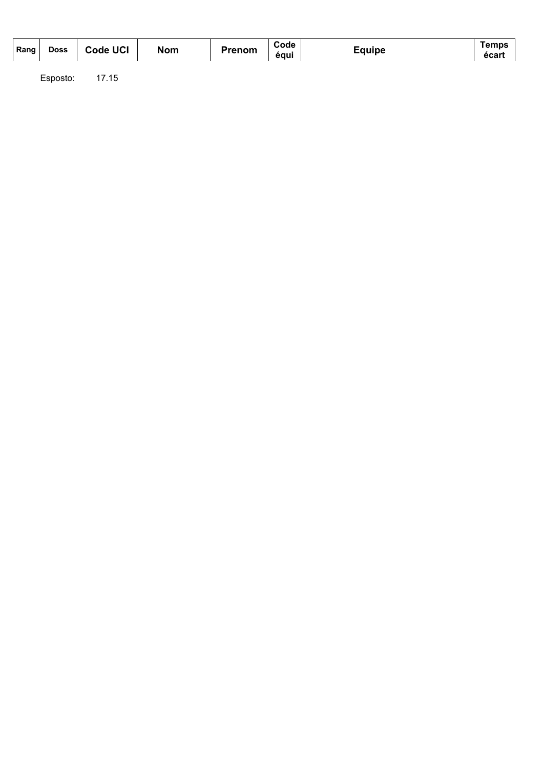| Rang | Doss | Code UCI | Nom | Prenom | Code équi | Equipe | Temps écart |
|---|---|---|---|---|---|---|---|

Esposto: 17.15